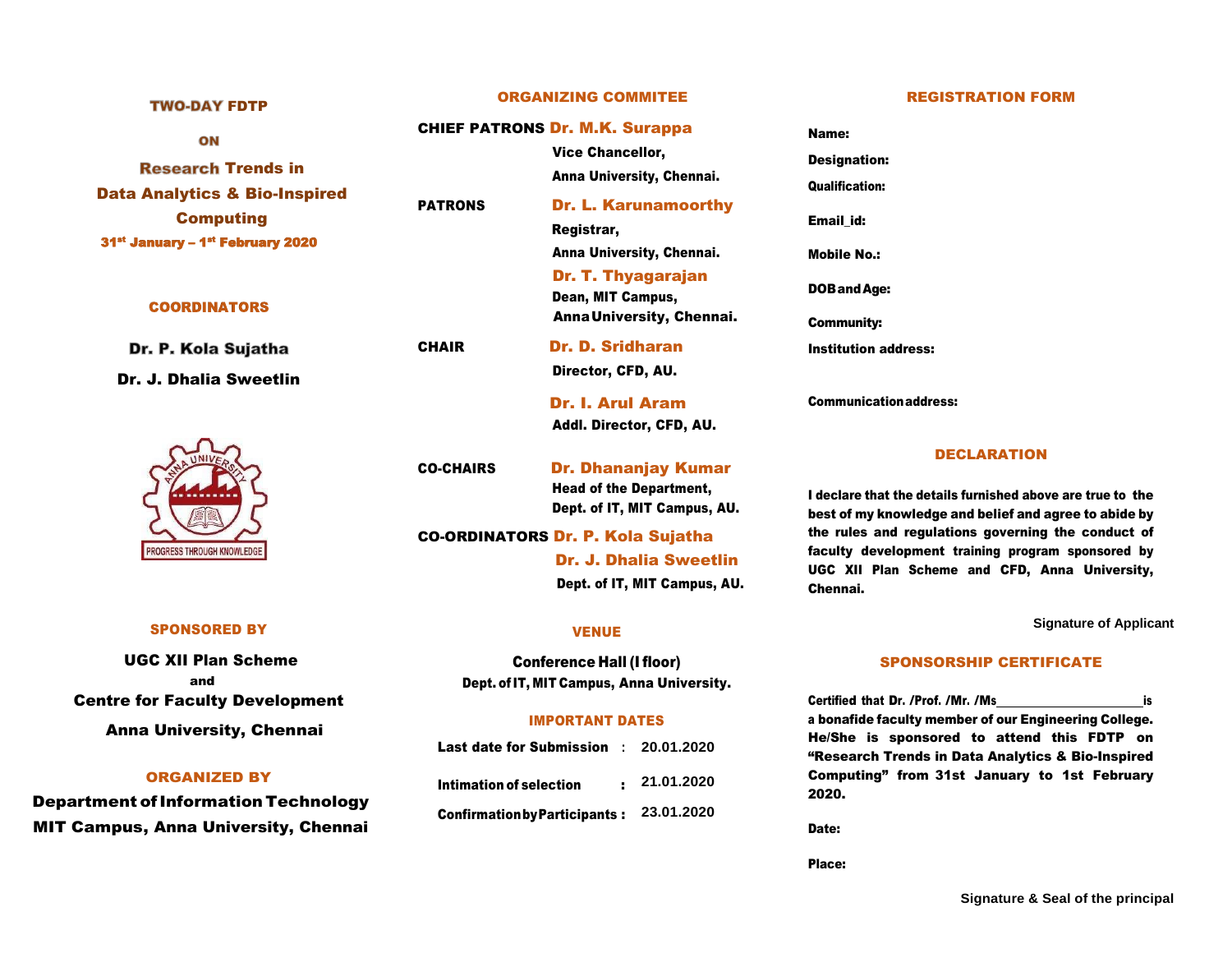## TWO-DAY FDTP

### ON

## Research Trends in Data Analytics & Bio-Inspired Computing

**31st January – 1st February 2020**

### COORDINATORS

**Dr. P. Kola Sujatha**

**Dr. J. Dhalia Sweetlin**

PROGRESS THROUGH KNOWLEDGE

### SPONSORED BY

**UGC XII Plan Scheme**

**and**

**Centre for Faculty Development**

**Anna University, Chennai**

### ORGANIZED BY

**Department of Information Technology**

**MIT Campus, Anna University, Chennai**

### ORGANIZING COMMITEE

**CHIEF PATRONS** **Dr. M.K. Surappa**
Vice Chancellor,
Anna University, Chennai.

**PATRONS** **Dr. L. Karunamoorthy**
Registrar,
Anna University, Chennai.

**Dr. T. Thyagarajan**
Dean, MIT Campus,
Anna University, Chennai.

**CHAIR** **Dr. D. Sridharan**
Director, CFD, AU.

**Dr. I. Arul Aram**
Addl. Director, CFD, AU.

**CO-CHAIRS** **Dr. Dhananjay Kumar**
Head of the Department,
Dept. of IT, MIT Campus, AU.

**CO-ORDINATORS** **Dr. P. Kola Sujatha**
**Dr. J. Dhalia Sweetlin**
Dept. of IT, MIT Campus, AU.

### VENUE

**Conference Hall (I floor)**

**Dept. of IT, MIT Campus, Anna University.**

### IMPORTANT DATES

| | | |
|---|---|---|
| Last date for Submission | : | 20.01.2020 |
| Intimation of selection | : | 21.01.2020 |
| Confirmation by Participants | : | 23.01.2020 |

### REGISTRATION FORM

**Name:**

**Designation:**

**Qualification:**

**Email_id:**

**Mobile No.:**

**DOB and Age:**

**Community:**

**Institution address:**

**Communication address:**

### DECLARATION

I declare that the details furnished above are true to the best of my knowledge and belief and agree to abide by the rules and regulations governing the conduct of faculty development training program sponsored by UGC XII Plan Scheme and CFD, Anna University, Chennai.

Signature of Applicant

### SPONSORSHIP CERTIFICATE

Certified that Dr. /Prof. /Mr. /Ms______________________is a bonafide faculty member of our Engineering College. He/She is sponsored to attend this FDTP on "Research Trends in Data Analytics & Bio-Inspired Computing" from 31st January to 1st February 2020.

**Date:**

**Place:**

Signature & Seal of the principal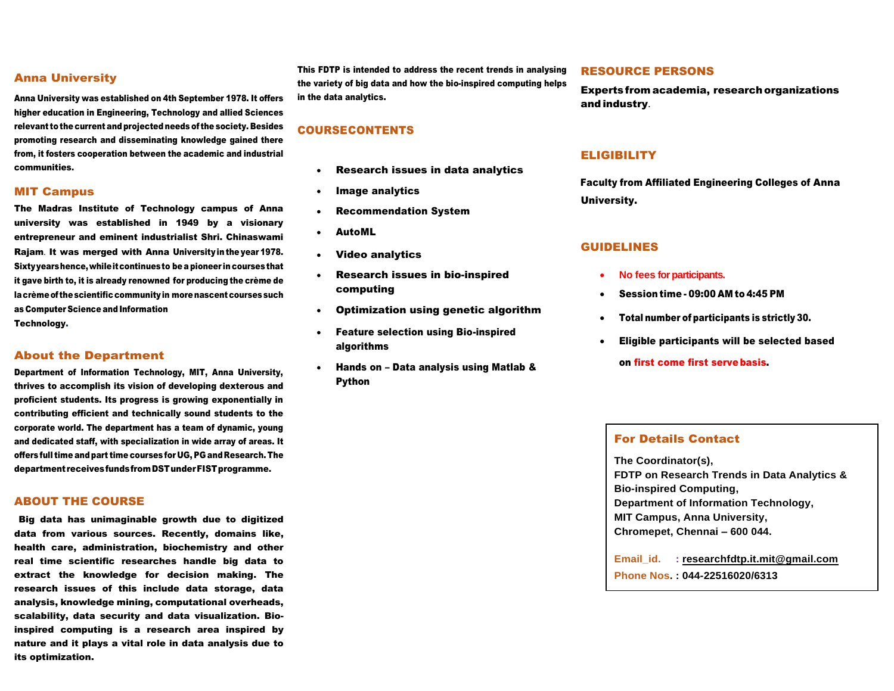## Anna University

Anna University was established on 4th September 1978. It offers higher education in Engineering, Technology and allied Sciences relevant to the current and projected needs of the society. Besides promoting research and disseminating knowledge gained there from, it fosters cooperation between the academic and industrial communities.

## MIT Campus

The Madras Institute of Technology campus of Anna university was established in 1949 by a visionary entrepreneur and eminent industrialist Shri. Chinaswami Rajam. It was merged with Anna University in the year 1978. Sixty years hence, while it continues to be a pioneer in courses that it gave birth to, it is already renowned for producing the crème de la crème of the scientific community in more nascent courses such as Computer Science and Information Technology.

## About the Department

Department of Information Technology, MIT, Anna University, thrives to accomplish its vision of developing dexterous and proficient students. Its progress is growing exponentially in contributing efficient and technically sound students to the corporate world. The department has a team of dynamic, young and dedicated staff, with specialization in wide array of areas. It offers full time and part time courses for UG, PG and Research. The department receives funds from DST under FIST programme.

## ABOUT THE COURSE

Big data has unimaginable growth due to digitized data from various sources. Recently, domains like, health care, administration, biochemistry and other real time scientific researches handle big data to extract the knowledge for decision making. The research issues of this include data storage, data analysis, knowledge mining, computational overheads, scalability, data security and data visualization. Bio-inspired computing is a research area inspired by nature and it plays a vital role in data analysis due to its optimization.

This FDTP is intended to address the recent trends in analysing the variety of big data and how the bio-inspired computing helps in the data analytics.

## COURSECONTENTS

- Research issues in data analytics
- Image analytics
- Recommendation System
- AutoML
- Video analytics
- Research issues in bio-inspired computing
- Optimization using genetic algorithm
- Feature selection using Bio-inspired algorithms
- Hands on – Data analysis using Matlab & Python

## RESOURCE PERSONS

**Experts from academia, research organizations and industry.**

## ELIGIBILITY

Faculty from Affiliated Engineering Colleges of Anna University.

## GUIDELINES

- No fees for participants.
- Session time - 09:00 AM to 4:45 PM
- Total number of participants is strictly 30.
- Eligible participants will be selected based on first come first serve basis.

## For Details Contact

The Coordinator(s),
FDTP on Research Trends in Data Analytics & Bio-inspired Computing,
Department of Information Technology,
MIT Campus, Anna University,
Chromepet, Chennai – 600 044.

Email_id. : researchfdtp.it.mit@gmail.com
Phone Nos. : 044-22516020/6313